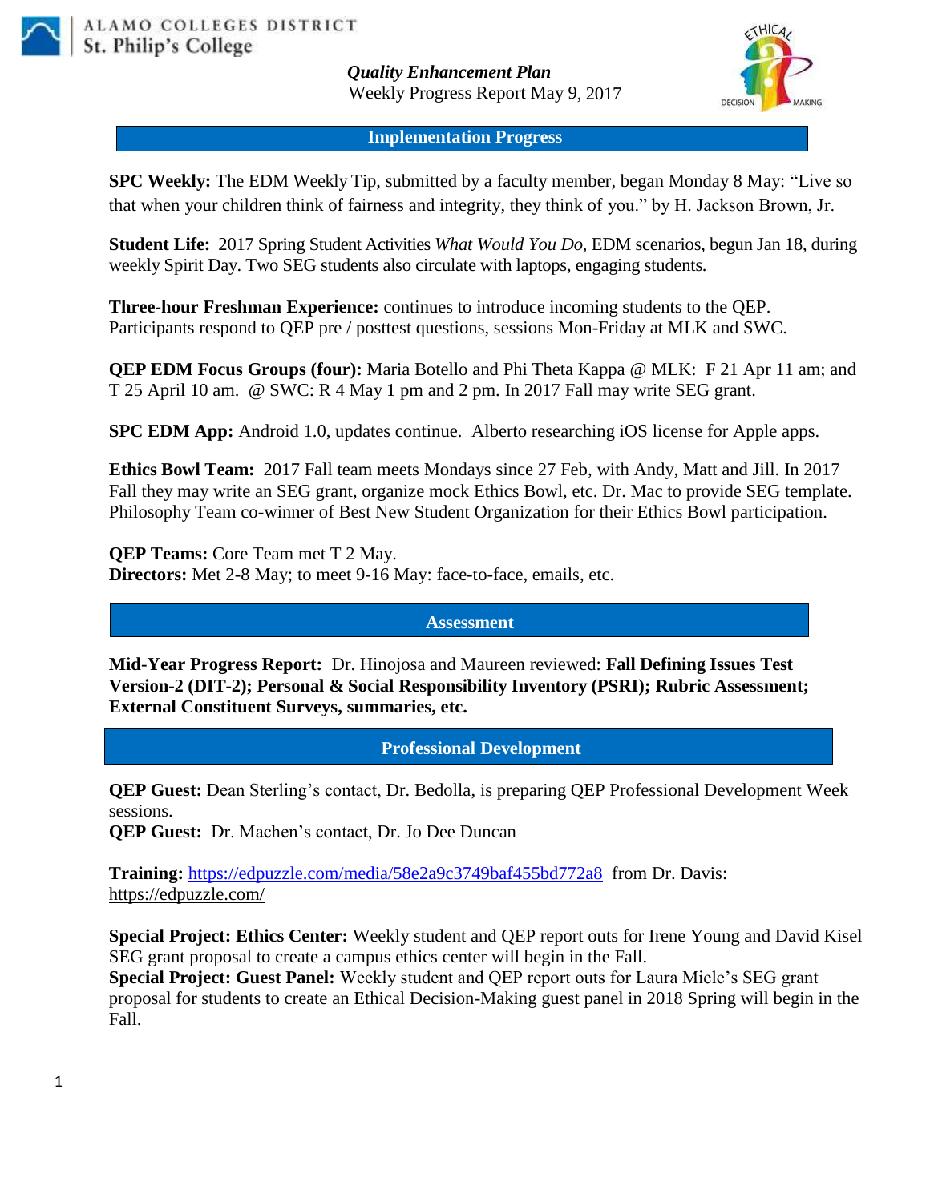ALAMO COLLEGES DISTRICT
St. Philip's College

***Quality Enhancement Plan***
Weekly Progress Report May 9, 2017

## Implementation Progress

**SPC Weekly:** The EDM Weekly Tip, submitted by a faculty member, began Monday 8 May: "Live so that when your children think of fairness and integrity, they think of you." by H. Jackson Brown, Jr.

**Student Life:** 2017 Spring Student Activities *What Would You Do*, EDM scenarios, begun Jan 18, during weekly Spirit Day. Two SEG students also circulate with laptops, engaging students.

**Three-hour Freshman Experience:** continues to introduce incoming students to the QEP. Participants respond to QEP pre / posttest questions, sessions Mon-Friday at MLK and SWC.

**QEP EDM Focus Groups (four):** Maria Botello and Phi Theta Kappa @ MLK: F 21 Apr 11 am; and T 25 April 10 am. @ SWC: R 4 May 1 pm and 2 pm. In 2017 Fall may write SEG grant.

**SPC EDM App:** Android 1.0, updates continue. Alberto researching iOS license for Apple apps.

**Ethics Bowl Team:** 2017 Fall team meets Mondays since 27 Feb, with Andy, Matt and Jill. In 2017 Fall they may write an SEG grant, organize mock Ethics Bowl, etc. Dr. Mac to provide SEG template. Philosophy Team co-winner of Best New Student Organization for their Ethics Bowl participation.

**QEP Teams:** Core Team met T 2 May.
**Directors:** Met 2-8 May; to meet 9-16 May: face-to-face, emails, etc.

## Assessment

**Mid-Year Progress Report:** Dr. Hinojosa and Maureen reviewed: **Fall Defining Issues Test Version-2 (DIT-2); Personal & Social Responsibility Inventory (PSRI); Rubric Assessment; External Constituent Surveys, summaries, etc.**

## Professional Development

**QEP Guest:** Dean Sterling's contact, Dr. Bedolla, is preparing QEP Professional Development Week sessions.
**QEP Guest:** Dr. Machen's contact, Dr. Jo Dee Duncan

**Training:** https://edpuzzle.com/media/58e2a9c3749baf455bd772a8 from Dr. Davis: https://edpuzzle.com/

**Special Project: Ethics Center:** Weekly student and QEP report outs for Irene Young and David Kisel SEG grant proposal to create a campus ethics center will begin in the Fall.
**Special Project: Guest Panel:** Weekly student and QEP report outs for Laura Miele's SEG grant proposal for students to create an Ethical Decision-Making guest panel in 2018 Spring will begin in the Fall.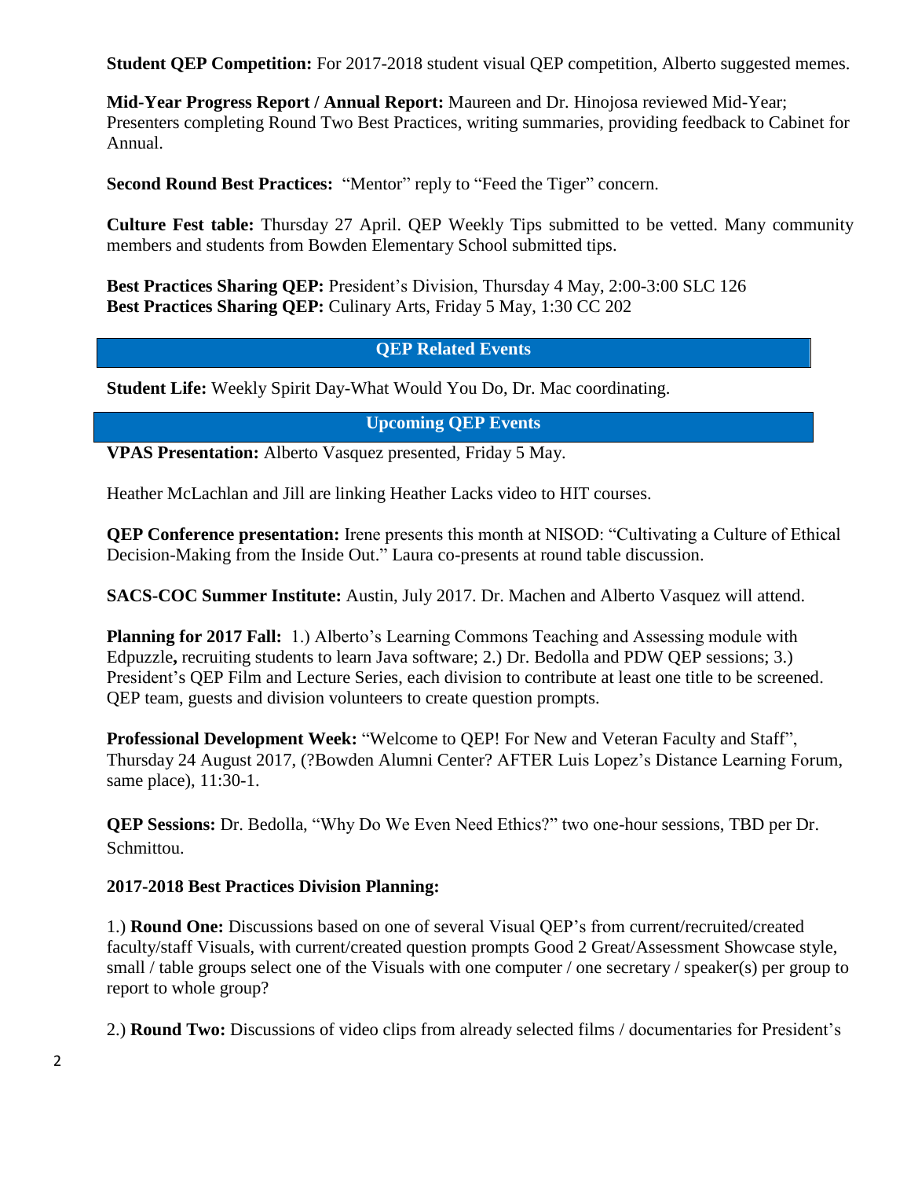**Student QEP Competition:** For 2017-2018 student visual QEP competition, Alberto suggested memes.

**Mid-Year Progress Report / Annual Report:** Maureen and Dr. Hinojosa reviewed Mid-Year; Presenters completing Round Two Best Practices, writing summaries, providing feedback to Cabinet for Annual.

**Second Round Best Practices:** "Mentor" reply to "Feed the Tiger" concern.

**Culture Fest table:** Thursday 27 April. QEP Weekly Tips submitted to be vetted. Many community members and students from Bowden Elementary School submitted tips.

**Best Practices Sharing QEP:** President's Division, Thursday 4 May, 2:00-3:00 SLC 126
**Best Practices Sharing QEP:** Culinary Arts, Friday 5 May, 1:30 CC 202

## QEP Related Events

**Student Life:** Weekly Spirit Day-What Would You Do, Dr. Mac coordinating.

## Upcoming QEP Events

**VPAS Presentation:** Alberto Vasquez presented, Friday 5 May.

Heather McLachlan and Jill are linking Heather Lacks video to HIT courses.

**QEP Conference presentation:** Irene presents this month at NISOD: "Cultivating a Culture of Ethical Decision-Making from the Inside Out." Laura co-presents at round table discussion.

**SACS-COC Summer Institute:** Austin, July 2017. Dr. Machen and Alberto Vasquez will attend.

**Planning for 2017 Fall:** 1.) Alberto's Learning Commons Teaching and Assessing module with Edpuzzle**,** recruiting students to learn Java software; 2.) Dr. Bedolla and PDW QEP sessions; 3.) President's QEP Film and Lecture Series, each division to contribute at least one title to be screened. QEP team, guests and division volunteers to create question prompts.

**Professional Development Week:** "Welcome to QEP! For New and Veteran Faculty and Staff", Thursday 24 August 2017, (?Bowden Alumni Center? AFTER Luis Lopez's Distance Learning Forum, same place), 11:30-1.

**QEP Sessions:** Dr. Bedolla, "Why Do We Even Need Ethics?" two one-hour sessions, TBD per Dr. Schmittou.

**2017-2018 Best Practices Division Planning:**

1.) **Round One:** Discussions based on one of several Visual QEP's from current/recruited/created faculty/staff Visuals, with current/created question prompts Good 2 Great/Assessment Showcase style, small / table groups select one of the Visuals with one computer / one secretary / speaker(s) per group to report to whole group?

2.) **Round Two:** Discussions of video clips from already selected films / documentaries for President's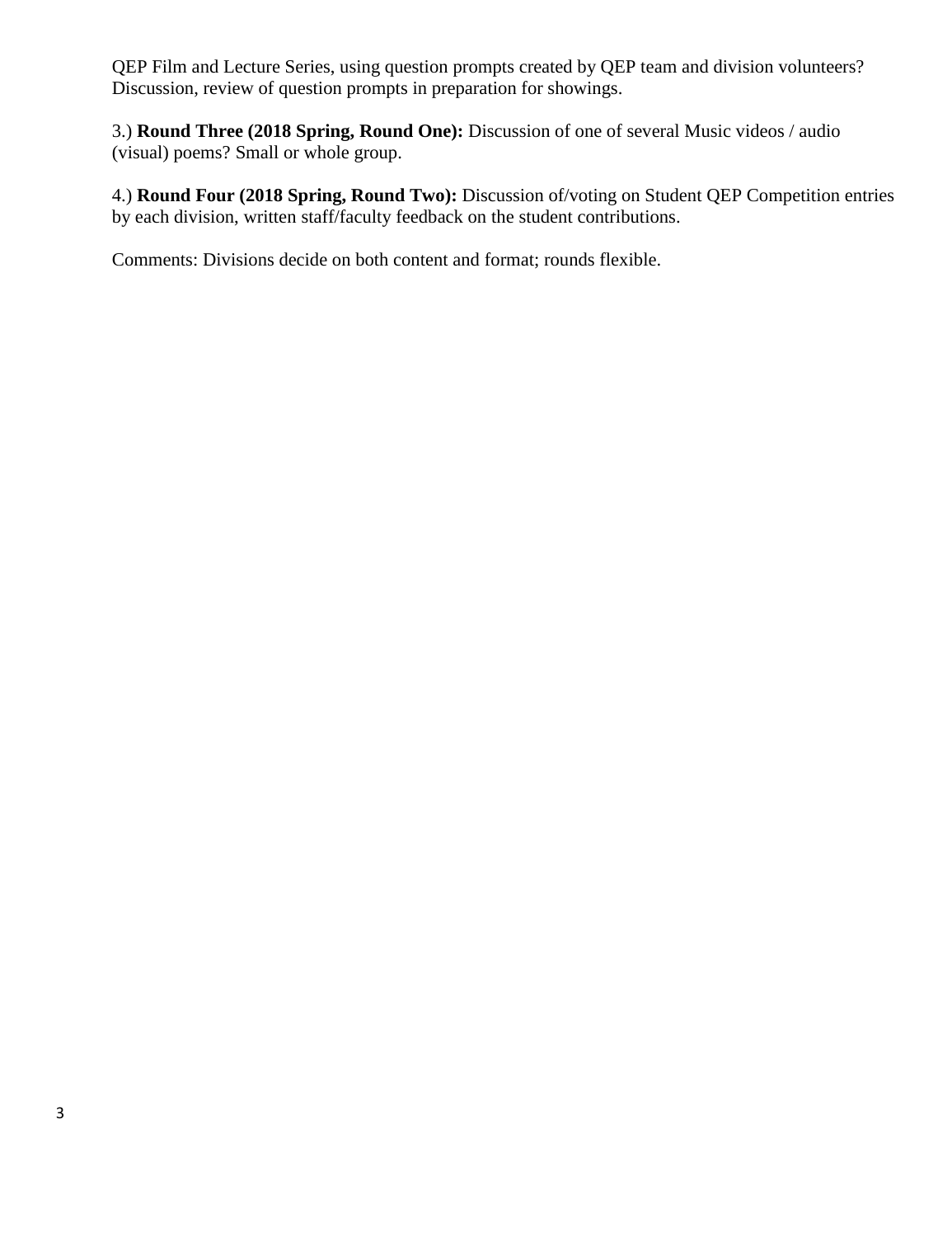QEP Film and Lecture Series, using question prompts created by QEP team and division volunteers? Discussion, review of question prompts in preparation for showings.

3.) **Round Three (2018 Spring, Round One):** Discussion of one of several Music videos / audio (visual) poems? Small or whole group.

4.) **Round Four (2018 Spring, Round Two):** Discussion of/voting on Student QEP Competition entries by each division, written staff/faculty feedback on the student contributions.

Comments: Divisions decide on both content and format; rounds flexible.